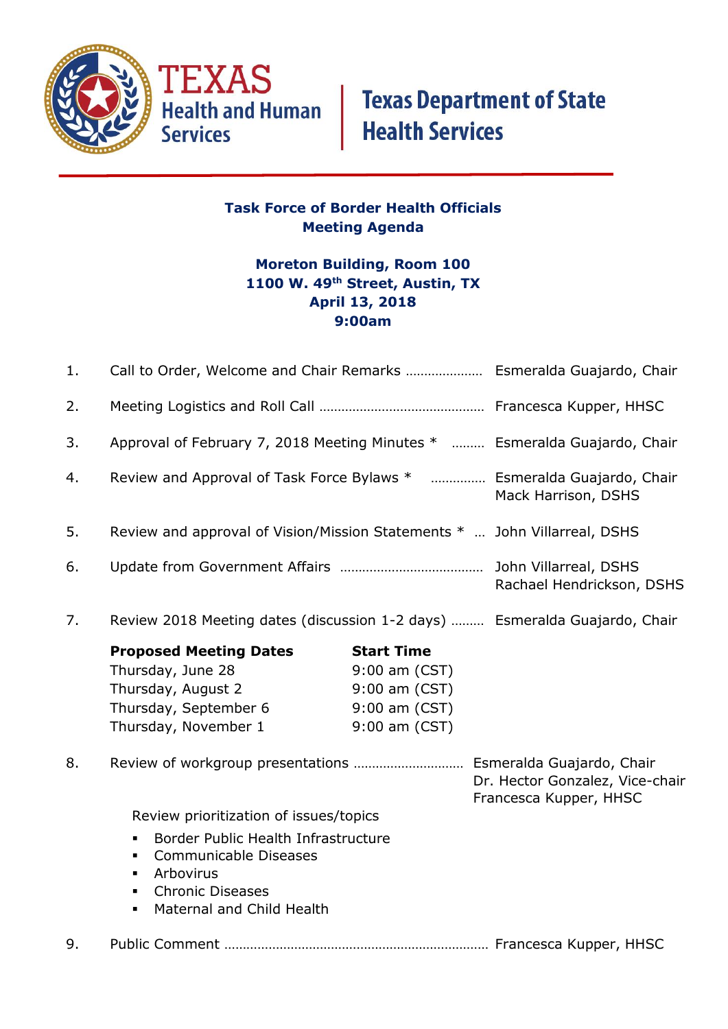TEXAS Health and Human Services | Texas Department of State Health Services

## Task Force of Border Health Officials
## Meeting Agenda

**Moreton Building, Room 100**
**1100 W. 49th Street, Austin, TX**
**April 13, 2018**
**9:00am**

1. Call to Order, Welcome and Chair Remarks ………………… Esmeralda Guajardo, Chair

2. Meeting Logistics and Roll Call ……………………………………… Francesca Kupper, HHSC

3. Approval of February 7, 2018 Meeting Minutes * ……… Esmeralda Guajardo, Chair

4. Review and Approval of Task Force Bylaws * …………… Esmeralda Guajardo, Chair
   Mack Harrison, DSHS

5. Review and approval of Vision/Mission Statements * … John Villarreal, DSHS

6. Update from Government Affairs ………………………………… John Villarreal, DSHS
   Rachael Hendrickson, DSHS

7. Review 2018 Meeting dates (discussion 1-2 days) ……… Esmeralda Guajardo, Chair

| **Proposed Meeting Dates** | **Start Time** |
| --- | --- |
| Thursday, June 28 | 9:00 am (CST) |
| Thursday, August 2 | 9:00 am (CST) |
| Thursday, September 6 | 9:00 am (CST) |
| Thursday, November 1 | 9:00 am (CST) |

8. Review of workgroup presentations ………………………… Esmeralda Guajardo, Chair
   Dr. Hector Gonzalez, Vice-chair
   Francesca Kupper, HHSC

   Review prioritization of issues/topics
   - Border Public Health Infrastructure
   - Communicable Diseases
   - Arbovirus
   - Chronic Diseases
   - Maternal and Child Health

9. Public Comment …………………………………………………………… Francesca Kupper, HHSC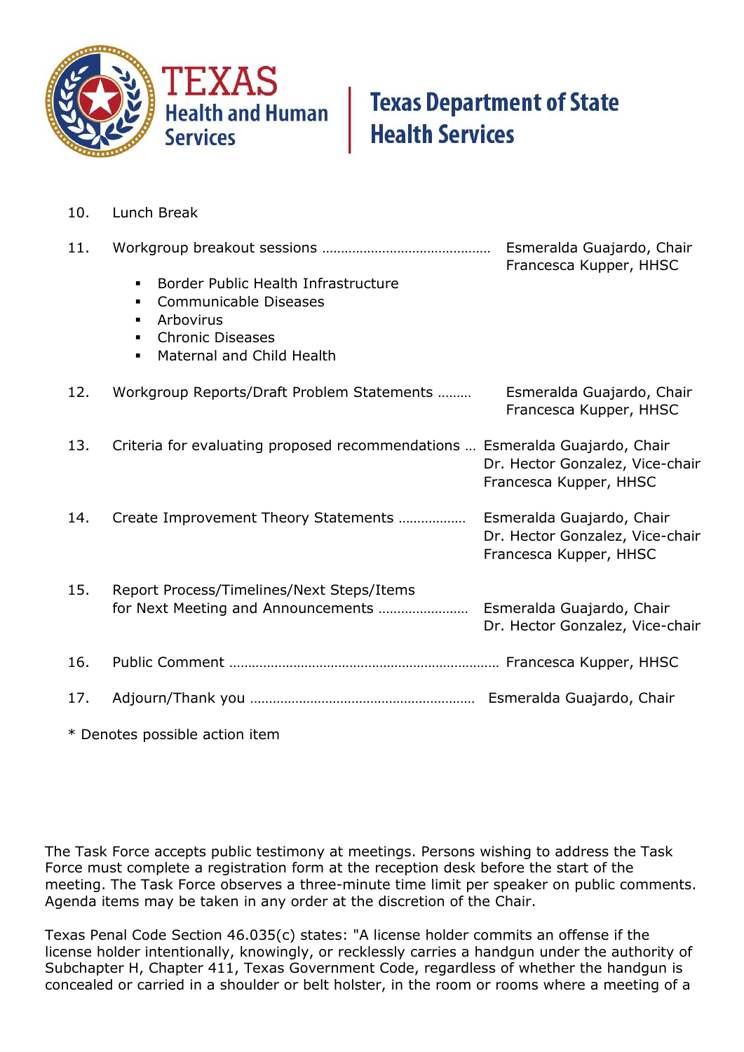10. Lunch Break

11. Workgroup breakout sessions ……………………………………… Esmeralda Guajardo, Chair
    Francesca Kupper, HHSC
    - Border Public Health Infrastructure
    - Communicable Diseases
    - Arbovirus
    - Chronic Diseases
    - Maternal and Child Health

12. Workgroup Reports/Draft Problem Statements ……… Esmeralda Guajardo, Chair
    Francesca Kupper, HHSC

13. Criteria for evaluating proposed recommendations … Esmeralda Guajardo, Chair
    Dr. Hector Gonzalez, Vice-chair
    Francesca Kupper, HHSC

14. Create Improvement Theory Statements ……………… Esmeralda Guajardo, Chair
    Dr. Hector Gonzalez, Vice-chair
    Francesca Kupper, HHSC

15. Report Process/Timelines/Next Steps/Items for Next Meeting and Announcements …………………… Esmeralda Guajardo, Chair
    Dr. Hector Gonzalez, Vice-chair

16. Public Comment ……………………………………………………………… Francesca Kupper, HHSC

17. Adjourn/Thank you …………………………………………………… Esmeralda Guajardo, Chair

* Denotes possible action item

The Task Force accepts public testimony at meetings. Persons wishing to address the Task Force must complete a registration form at the reception desk before the start of the meeting. The Task Force observes a three-minute time limit per speaker on public comments. Agenda items may be taken in any order at the discretion of the Chair.

Texas Penal Code Section 46.035(c) states: "A license holder commits an offense if the license holder intentionally, knowingly, or recklessly carries a handgun under the authority of Subchapter H, Chapter 411, Texas Government Code, regardless of whether the handgun is concealed or carried in a shoulder or belt holster, in the room or rooms where a meeting of a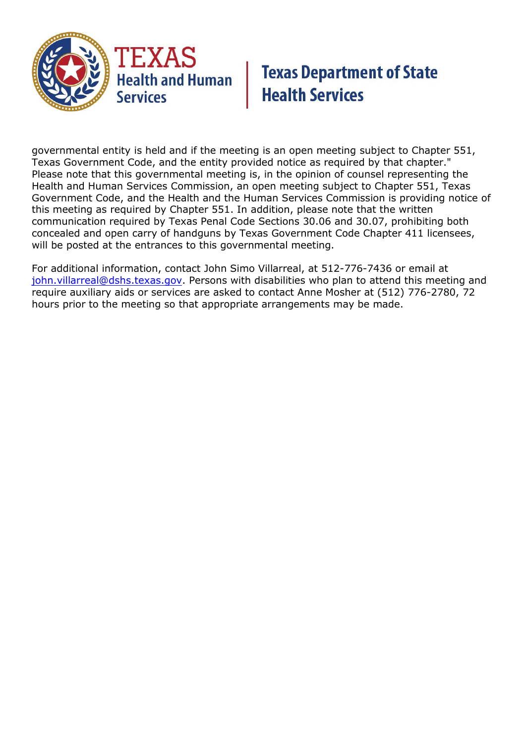governmental entity is held and if the meeting is an open meeting subject to Chapter 551, Texas Government Code, and the entity provided notice as required by that chapter." Please note that this governmental meeting is, in the opinion of counsel representing the Health and Human Services Commission, an open meeting subject to Chapter 551, Texas Government Code, and the Health and the Human Services Commission is providing notice of this meeting as required by Chapter 551. In addition, please note that the written communication required by Texas Penal Code Sections 30.06 and 30.07, prohibiting both concealed and open carry of handguns by Texas Government Code Chapter 411 licensees, will be posted at the entrances to this governmental meeting.

For additional information, contact John Simo Villarreal, at 512-776-7436 or email at [john.villarreal@dshs.texas.gov](mailto:john.villarreal@dshs.texas.gov). Persons with disabilities who plan to attend this meeting and require auxiliary aids or services are asked to contact Anne Mosher at (512) 776-2780, 72 hours prior to the meeting so that appropriate arrangements may be made.